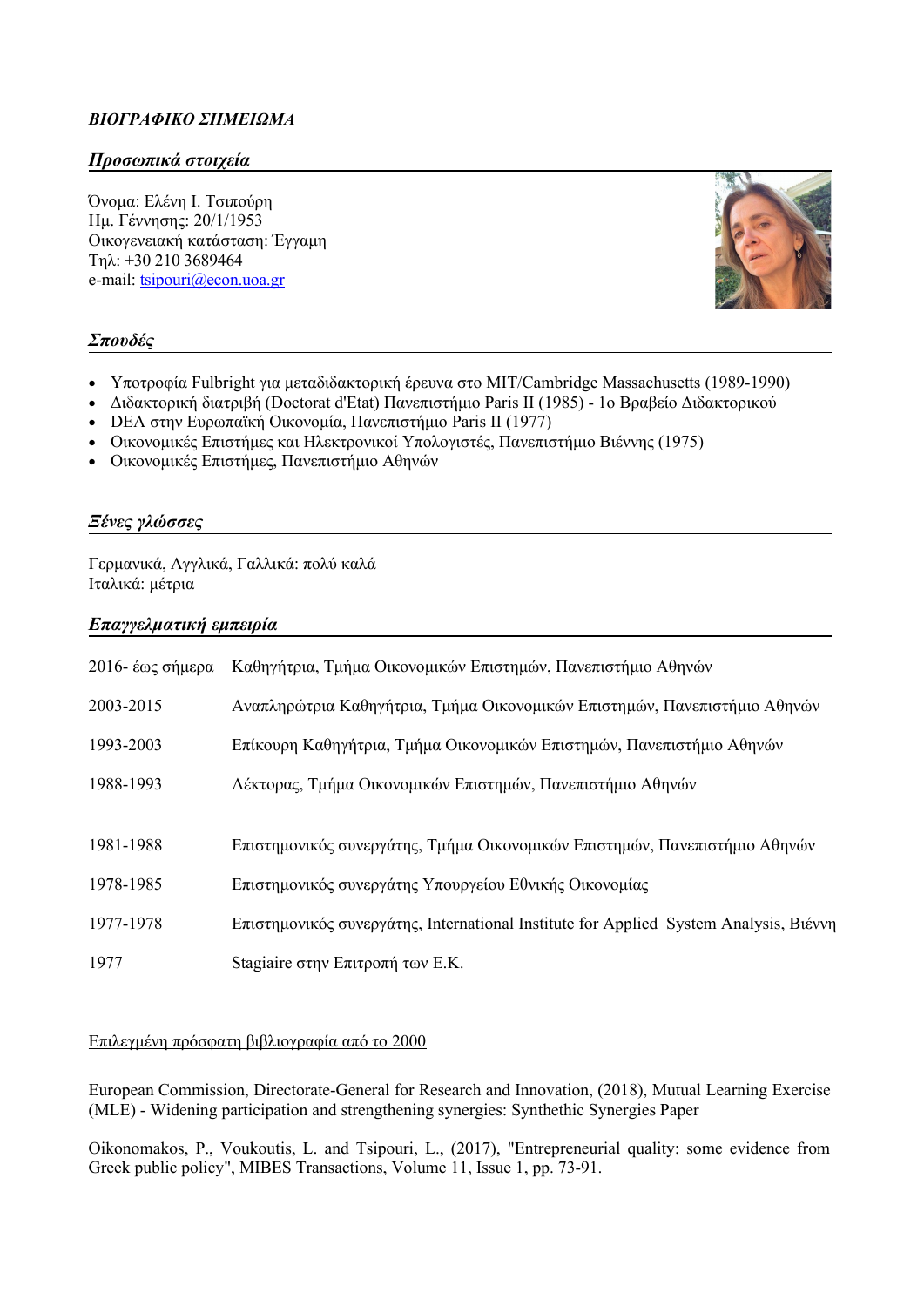***ΒΙΟΓΡΑΦΙΚΟ ΣΗΜΕΙΩΜΑ***

## *Προσωπικά στοιχεία*

Όνομα: Ελένη Ι. Τσιπούρη
Ημ. Γέννησης: 20/1/1953
Οικογενειακή κατάσταση: Έγγαμη
Τηλ: +30 210 3689464
e-mail: tsipouri@econ.uoa.gr

## *Σπουδές*

- Υποτροφία Fulbright για μεταδιδακτορική έρευνα στο MIT/Cambridge Massachusetts (1989-1990)
- Διδακτορική διατριβή (Doctorat d'Etat) Πανεπιστήμιο Paris II (1985) - 1ο Βραβείο Διδακτορικού
- DEA στην Ευρωπαϊκή Οικονομία, Πανεπιστήμιο Paris II (1977)
- Οικονομικές Επιστήμες και Ηλεκτρονικοί Υπολογιστές, Πανεπιστήμιο Βιέννης (1975)
- Οικονομικές Επιστήμες, Πανεπιστήμιο Αθηνών

## *Ξένες γλώσσες*

Γερμανικά, Αγγλικά, Γαλλικά: πολύ καλά
Ιταλικά: μέτρια

## *Επαγγελματική εμπειρία*

| | |
|---|---|
| 2016- έως σήμερα | Καθηγήτρια, Τμήμα Οικονομικών Επιστημών, Πανεπιστήμιο Αθηνών |
| 2003-2015 | Αναπληρώτρια Καθηγήτρια, Τμήμα Οικονομικών Επιστημών, Πανεπιστήμιο Αθηνών |
| 1993-2003 | Επίκουρη Καθηγήτρια, Τμήμα Οικονομικών Επιστημών, Πανεπιστήμιο Αθηνών |
| 1988-1993 | Λέκτορας, Τμήμα Οικονομικών Επιστημών, Πανεπιστήμιο Αθηνών |
| 1981-1988 | Επιστημονικός συνεργάτης, Τμήμα Οικονομικών Επιστημών, Πανεπιστήμιο Αθηνών |
| 1978-1985 | Επιστημονικός συνεργάτης Υπουργείου Εθνικής Οικονομίας |
| 1977-1978 | Επιστημονικός συνεργάτης, International Institute for Applied System Analysis, Βιέννη |
| 1977 | Stagiaire στην Επιτροπή των Ε.Κ. |

Επιλεγμένη πρόσφατη βιβλιογραφία από το 2000

European Commission, Directorate-General for Research and Innovation, (2018), Mutual Learning Exercise (MLE) - Widening participation and strengthening synergies: Synthethic Synergies Paper

Oikonomakos, P., Voukoutis, L. and Tsipouri, L., (2017), "Entrepreneurial quality: some evidence from Greek public policy", MIBES Transactions, Volume 11, Issue 1, pp. 73-91.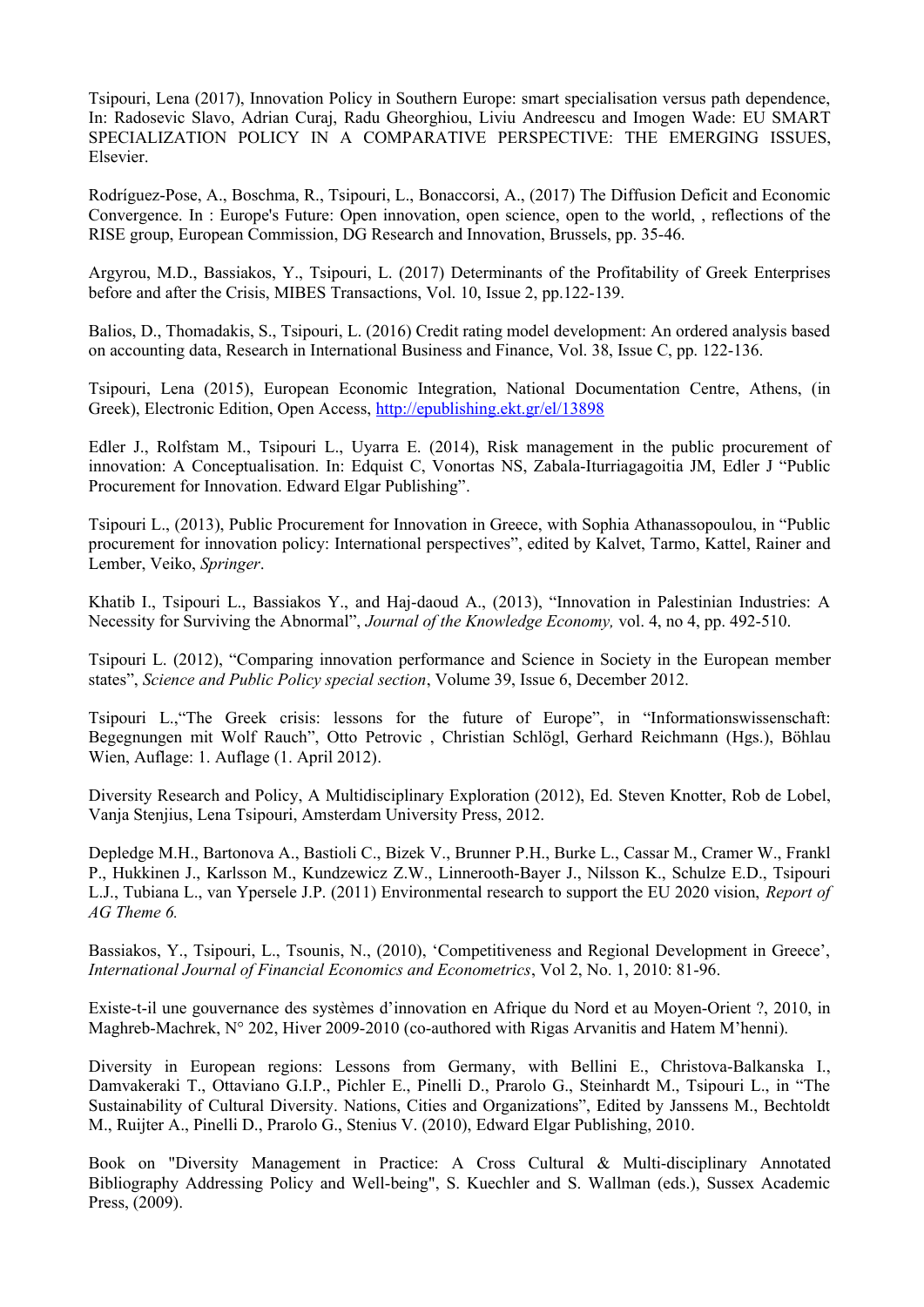Tsipouri, Lena (2017), Innovation Policy in Southern Europe: smart specialisation versus path dependence, In: Radosevic Slavo, Adrian Curaj, Radu Gheorghiou, Liviu Andreescu and Imogen Wade: EU SMART SPECIALIZATION POLICY IN A COMPARATIVE PERSPECTIVE: THE EMERGING ISSUES, Elsevier.

Rodríguez-Pose, A., Boschma, R., Tsipouri, L., Bonaccorsi, A., (2017) The Diffusion Deficit and Economic Convergence. In : Europe's Future: Open innovation, open science, open to the world, , reflections of the RISE group, European Commission, DG Research and Innovation, Brussels, pp. 35-46.

Argyrou, M.D., Bassiakos, Y., Tsipouri, L. (2017) Determinants of the Profitability of Greek Enterprises before and after the Crisis, MIBES Transactions, Vol. 10, Issue 2, pp.122-139.

Balios, D., Thomadakis, S., Tsipouri, L. (2016) Credit rating model development: An ordered analysis based on accounting data, Research in International Business and Finance, Vol. 38, Issue C, pp. 122-136.

Tsipouri, Lena (2015), European Economic Integration, National Documentation Centre, Athens, (in Greek), Electronic Edition, Open Access, http://epublishing.ekt.gr/el/13898

Edler J., Rolfstam M., Tsipouri L., Uyarra E. (2014), Risk management in the public procurement of innovation: A Conceptualisation. In: Edquist C, Vonortas NS, Zabala-Iturriagagoitia JM, Edler J "Public Procurement for Innovation. Edward Elgar Publishing".

Tsipouri L., (2013), Public Procurement for Innovation in Greece, with Sophia Athanassopoulou, in "Public procurement for innovation policy: International perspectives", edited by Kalvet, Tarmo, Kattel, Rainer and Lember, Veiko, *Springer*.

Khatib I., Tsipouri L., Bassiakos Y., and Haj-daoud A., (2013), "Innovation in Palestinian Industries: A Necessity for Surviving the Abnormal", *Journal of the Knowledge Economy,* vol. 4, no 4, pp. 492-510.

Tsipouri L. (2012), "Comparing innovation performance and Science in Society in the European member states", *Science and Public Policy special section*, Volume 39, Issue 6, December 2012.

Tsipouri L.,"The Greek crisis: lessons for the future of Europe", in "Informationswissenschaft: Begegnungen mit Wolf Rauch", Otto Petrovic , Christian Schlögl, Gerhard Reichmann (Hgs.), Böhlau Wien, Auflage: 1. Auflage (1. April 2012).

Diversity Research and Policy, A Multidisciplinary Exploration (2012), Ed. Steven Knotter, Rob de Lobel, Vanja Stenjius, Lena Tsipouri, Amsterdam University Press, 2012.

Depledge M.H., Bartonova A., Bastioli C., Bizek V., Brunner P.H., Burke L., Cassar M., Cramer W., Frankl P., Hukkinen J., Karlsson M., Kundzewicz Z.W., Linnerooth-Bayer J., Nilsson K., Schulze E.D., Tsipouri L.J., Tubiana L., van Ypersele J.P. (2011) Environmental research to support the EU 2020 vision, *Report of AG Theme 6.*

Bassiakos, Y., Tsipouri, L., Tsounis, N., (2010), 'Competitiveness and Regional Development in Greece', *International Journal of Financial Economics and Econometrics*, Vol 2, No. 1, 2010: 81-96.

Existe-t-il une gouvernance des systèmes d'innovation en Afrique du Nord et au Moyen-Orient ?, 2010, in Maghreb-Machrek, N° 202, Hiver 2009-2010 (co-authored with Rigas Arvanitis and Hatem M'henni).

Diversity in European regions: Lessons from Germany, with Bellini E., Christova-Balkanska I., Damvakeraki T., Ottaviano G.I.P., Pichler E., Pinelli D., Prarolo G., Steinhardt M., Tsipouri L., in "The Sustainability of Cultural Diversity. Nations, Cities and Organizations", Edited by Janssens M., Bechtoldt M., Ruijter A., Pinelli D., Prarolo G., Stenius V. (2010), Edward Elgar Publishing, 2010.

Book on "Diversity Management in Practice: A Cross Cultural & Multi-disciplinary Annotated Bibliography Addressing Policy and Well-being", S. Kuechler and S. Wallman (eds.), Sussex Academic Press, (2009).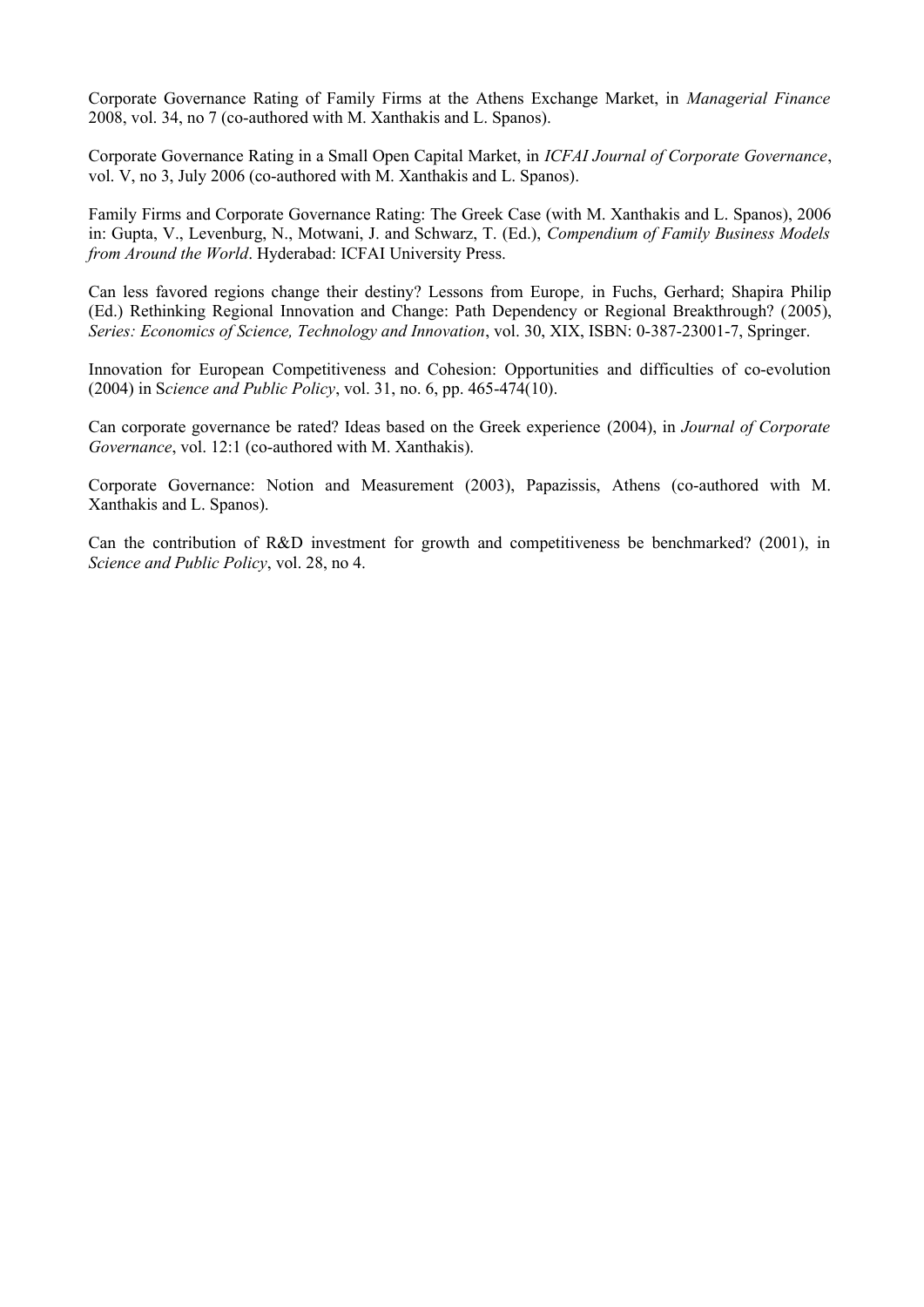Corporate Governance Rating of Family Firms at the Athens Exchange Market, in *Managerial Finance* 2008, vol. 34, no 7 (co-authored with M. Xanthakis and L. Spanos).

Corporate Governance Rating in a Small Open Capital Market, in *ICFAI Journal of Corporate Governance*, vol. V, no 3, July 2006 (co-authored with M. Xanthakis and L. Spanos).

Family Firms and Corporate Governance Rating: The Greek Case (with M. Xanthakis and L. Spanos), 2006 in: Gupta, V., Levenburg, N., Motwani, J. and Schwarz, T. (Ed.), *Compendium of Family Business Models from Around the World*. Hyderabad: ICFAI University Press.

Can less favored regions change their destiny? Lessons from Europe, in Fuchs, Gerhard; Shapira Philip (Ed.) Rethinking Regional Innovation and Change: Path Dependency or Regional Breakthrough? (2005), *Series: Economics of Science, Technology and Innovation*, vol. 30, XIX, ISBN: 0-387-23001-7, Springer.

Innovation for European Competitiveness and Cohesion: Opportunities and difficulties of co-evolution (2004) in S*cience and Public Policy*, vol. 31, no. 6, pp. 465-474(10).

Can corporate governance be rated? Ideas based on the Greek experience (2004), in *Journal of Corporate Governance*, vol. 12:1 (co-authored with M. Xanthakis).

Corporate Governance: Notion and Measurement (2003), Papazissis, Athens (co-authored with M. Xanthakis and L. Spanos).

Can the contribution of R&D investment for growth and competitiveness be benchmarked? (2001), in *Science and Public Policy*, vol. 28, no 4.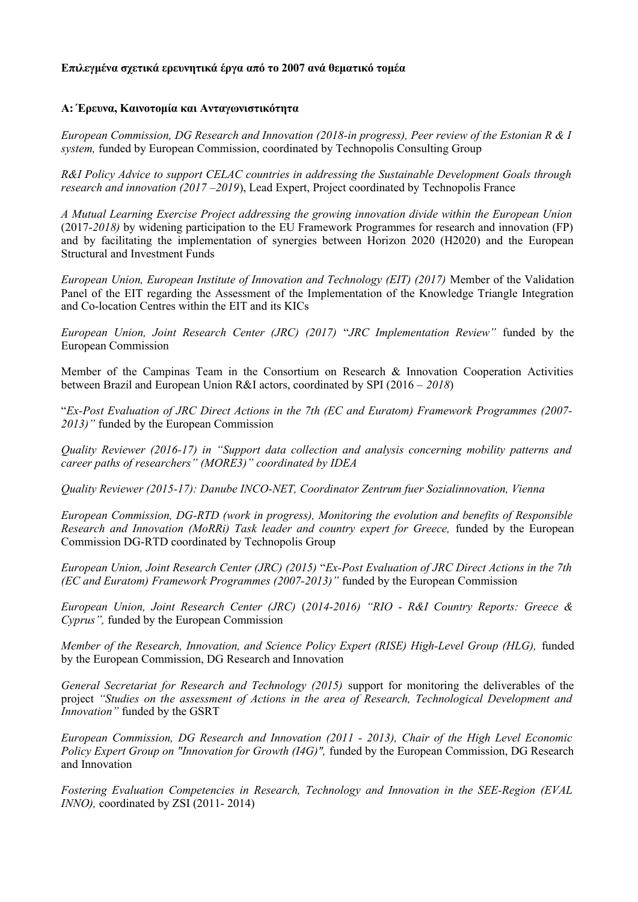**Επιλεγμένα σχετικά ερευνητικά έργα από το 2007 ανά θεματικό τομέα**

**A: Έρευνα, Καινοτομία και Ανταγωνιστικότητα**

*European Commission, DG Research and Innovation (2018-in progress), Peer review of the Estonian R & I system,* funded by European Commission, coordinated by Technopolis Consulting Group

*R&I Policy Advice to support CELAC countries in addressing the Sustainable Development Goals through research and innovation (2017 –2019*), Lead Expert, Project coordinated by Technopolis France

*A Mutual Learning Exercise Project addressing the growing innovation divide within the European Union* (2017-*2018)* by widening participation to the EU Framework Programmes for research and innovation (FP) and by facilitating the implementation of synergies between Horizon 2020 (H2020) and the European Structural and Investment Funds

*European Union, European Institute of Innovation and Technology (EIT) (2017)* Member of the Validation Panel of the EIT regarding the Assessment of the Implementation of the Knowledge Triangle Integration and Co-location Centres within the EIT and its KICs

*European Union, Joint Research Center (JRC) (2017)* "*JRC Implementation Review"* funded by the European Commission

Member of the Campinas Team in the Consortium on Research & Innovation Cooperation Activities between Brazil and European Union R&I actors, coordinated by SPI (2016 – *2018*)

"*Ex-Post Evaluation of JRC Direct Actions in the 7th (EC and Euratom) Framework Programmes (2007-2013)"* funded by the European Commission

*Quality Reviewer (2016-17) in "Support data collection and analysis concerning mobility patterns and career paths of researchers" (MORE3)" coordinated by IDEA*

*Quality Reviewer (2015-17): Danube INCO-NET, Coordinator Zentrum fuer Sozialinnovation, Vienna*

*European Commission, DG-RTD (work in progress), Monitoring the evolution and benefits of Responsible Research and Innovation (MoRRi) Task leader and country expert for Greece,* funded by the European Commission DG-RTD coordinated by Technopolis Group

*European Union, Joint Research Center (JRC) (2015)* "*Ex-Post Evaluation of JRC Direct Actions in the 7th (EC and Euratom) Framework Programmes (2007-2013)"* funded by the European Commission

*European Union, Joint Research Center (JRC)* (*2014-2016) "RIO - R&I Country Reports: Greece & Cyprus",* funded by the European Commission

*Member of the Research, Innovation, and Science Policy Expert (RISE) High-Level Group (HLG),* funded by the European Commission, DG Research and Innovation

*General Secretariat for Research and Technology (2015)* support for monitoring the deliverables of the project *"Studies on the assessment of Actions in the area of Research, Technological Development and Innovation"* funded by the GSRT

*European Commission, DG Research and Innovation (2011 - 2013), Chair of the High Level Economic Policy Expert Group on "Innovation for Growth (I4G)",* funded by the European Commission, DG Research and Innovation

*Fostering Evaluation Competencies in Research, Technology and Innovation in the SEE-Region (EVAL INNO),* coordinated by ZSI (2011- 2014)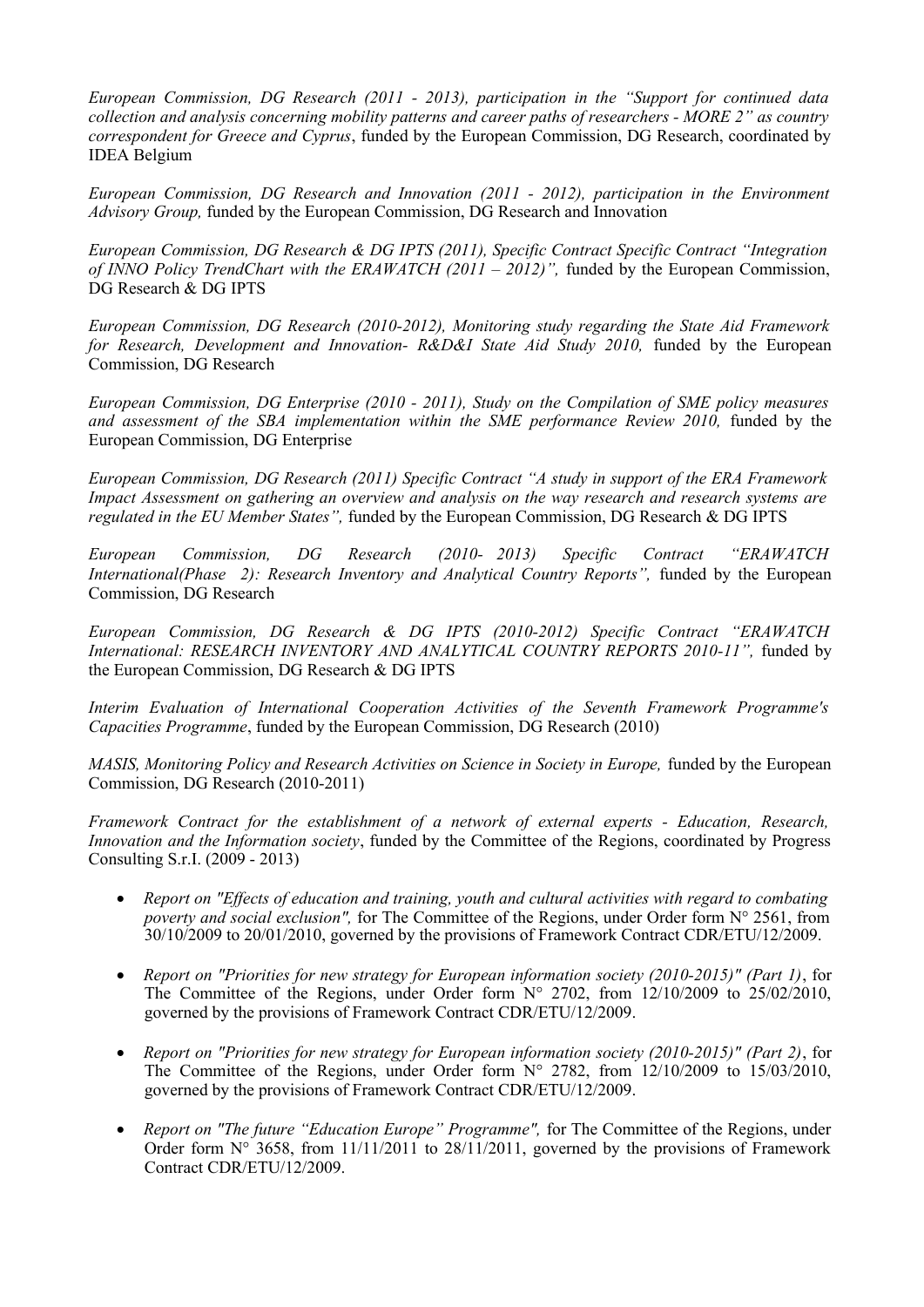*European Commission, DG Research (2011 - 2013), participation in the "Support for continued data collection and analysis concerning mobility patterns and career paths of researchers - MORE 2" as country correspondent for Greece and Cyprus*, funded by the European Commission, DG Research, coordinated by IDEA Belgium

*European Commission, DG Research and Innovation (2011 - 2012), participation in the Environment Advisory Group,* funded by the European Commission, DG Research and Innovation

*European Commission, DG Research & DG IPTS (2011), Specific Contract Specific Contract "Integration of INNO Policy TrendChart with the ERAWATCH (2011 – 2012)",* funded by the European Commission, DG Research & DG IPTS

*European Commission, DG Research (2010-2012), Monitoring study regarding the State Aid Framework for Research, Development and Innovation- R&D&I State Aid Study 2010,* funded by the European Commission, DG Research

*European Commission, DG Enterprise (2010 - 2011), Study on the Compilation of SME policy measures and assessment of the SBA implementation within the SME performance Review 2010,* funded by the European Commission, DG Enterprise

*European Commission, DG Research (2011) Specific Contract "A study in support of the ERA Framework Impact Assessment on gathering an overview and analysis on the way research and research systems are regulated in the EU Member States",* funded by the European Commission, DG Research & DG IPTS

*European Commission, DG Research (2010- 2013) Specific Contract "ERAWATCH International(Phase 2): Research Inventory and Analytical Country Reports",* funded by the European Commission, DG Research

*European Commission, DG Research & DG IPTS (2010-2012) Specific Contract "ERAWATCH International: RESEARCH INVENTORY AND ANALYTICAL COUNTRY REPORTS 2010-11",* funded by the European Commission, DG Research & DG IPTS

*Interim Evaluation of International Cooperation Activities of the Seventh Framework Programme's Capacities Programme*, funded by the European Commission, DG Research (2010)

*MASIS, Monitoring Policy and Research Activities on Science in Society in Europe,* funded by the European Commission, DG Research (2010-2011)

*Framework Contract for the establishment of a network of external experts - Education, Research, Innovation and the Information society*, funded by the Committee of the Regions, coordinated by Progress Consulting S.r.I. (2009 - 2013)

- *Report on "Effects of education and training, youth and cultural activities with regard to combating poverty and social exclusion",* for The Committee of the Regions, under Order form N° 2561, from 30/10/2009 to 20/01/2010, governed by the provisions of Framework Contract CDR/ETU/12/2009.

- *Report on "Priorities for new strategy for European information society (2010-2015)" (Part 1)*, for The Committee of the Regions, under Order form N° 2702, from 12/10/2009 to 25/02/2010, governed by the provisions of Framework Contract CDR/ETU/12/2009.

- *Report on "Priorities for new strategy for European information society (2010-2015)" (Part 2)*, for The Committee of the Regions, under Order form N° 2782, from 12/10/2009 to 15/03/2010, governed by the provisions of Framework Contract CDR/ETU/12/2009.

- *Report on "The future "Education Europe" Programme",* for The Committee of the Regions, under Order form N° 3658, from 11/11/2011 to 28/11/2011, governed by the provisions of Framework Contract CDR/ETU/12/2009.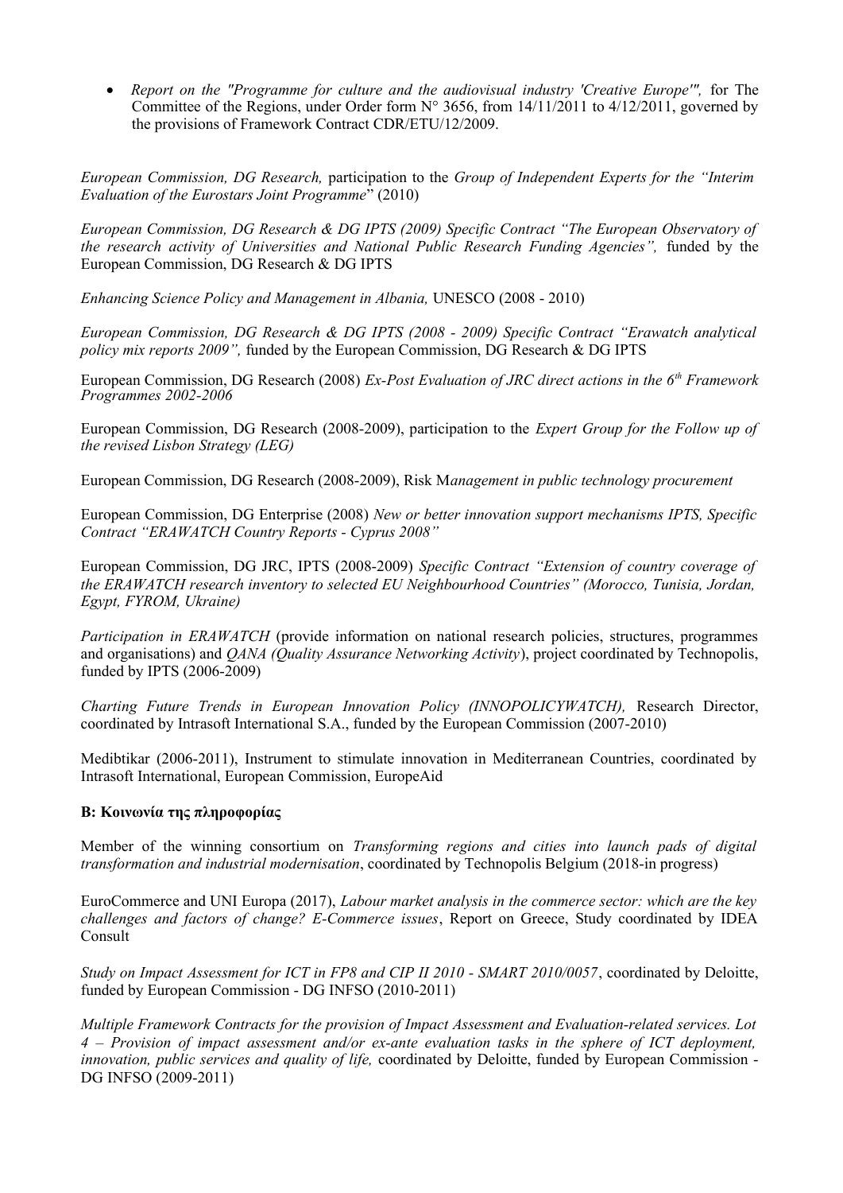- *Report on the "Programme for culture and the audiovisual industry 'Creative Europe'",* for The Committee of the Regions, under Order form N° 3656, from 14/11/2011 to 4/12/2011, governed by the provisions of Framework Contract CDR/ETU/12/2009.

*European Commission, DG Research,* participation to the *Group of Independent Experts for the "Interim Evaluation of the Eurostars Joint Programme*" (2010)

*European Commission, DG Research & DG IPTS (2009) Specific Contract "The European Observatory of the research activity of Universities and National Public Research Funding Agencies",* funded by the European Commission, DG Research & DG IPTS

*Enhancing Science Policy and Management in Albania,* UNESCO (2008 - 2010)

*European Commission, DG Research & DG IPTS (2008 - 2009) Specific Contract "Erawatch analytical policy mix reports 2009",* funded by the European Commission, DG Research & DG IPTS

European Commission, DG Research (2008) *Ex-Post Evaluation of JRC direct actions in the 6th Framework Programmes 2002-2006*

European Commission, DG Research (2008-2009), participation to the *Expert Group for the Follow up of the revised Lisbon Strategy (LEG)*

European Commission, DG Research (2008-2009), Risk M*anagement in public technology procurement*

European Commission, DG Enterprise (2008) *New or better innovation support mechanisms IPTS, Specific Contract "ERAWATCH Country Reports - Cyprus 2008"*

European Commission, DG JRC, IPTS (2008-2009) *Specific Contract "Extension of country coverage of the ERAWATCH research inventory to selected EU Neighbourhood Countries" (Morocco, Tunisia, Jordan, Egypt, FYROM, Ukraine)*

*Participation in ERAWATCH* (provide information on national research policies, structures, programmes and organisations) and *QANA (Quality Assurance Networking Activity*), project coordinated by Technopolis, funded by IPTS (2006-2009)

*Charting Future Trends in European Innovation Policy (INNOPOLICYWATCH),* Research Director, coordinated by Intrasoft International S.A., funded by the European Commission (2007-2010)

Medibtikar (2006-2011), Instrument to stimulate innovation in Mediterranean Countries, coordinated by Intrasoft International, European Commission, EuropeAid

**B: Κοινωνία της πληροφορίας**

Member of the winning consortium on *Transforming regions and cities into launch pads of digital transformation and industrial modernisation*, coordinated by Technopolis Belgium (2018-in progress)

EuroCommerce and UNI Europa (2017), *Labour market analysis in the commerce sector: which are the key challenges and factors of change? E-Commerce issues*, Report on Greece, Study coordinated by IDEA Consult

*Study on Impact Assessment for ICT in FP8 and CIP II 2010 - SMART 2010/0057*, coordinated by Deloitte, funded by European Commission - DG INFSO (2010-2011)

*Multiple Framework Contracts for the provision of Impact Assessment and Evaluation-related services. Lot 4 – Provision of impact assessment and/or ex-ante evaluation tasks in the sphere of ICT deployment, innovation, public services and quality of life,* coordinated by Deloitte, funded by European Commission - DG INFSO (2009-2011)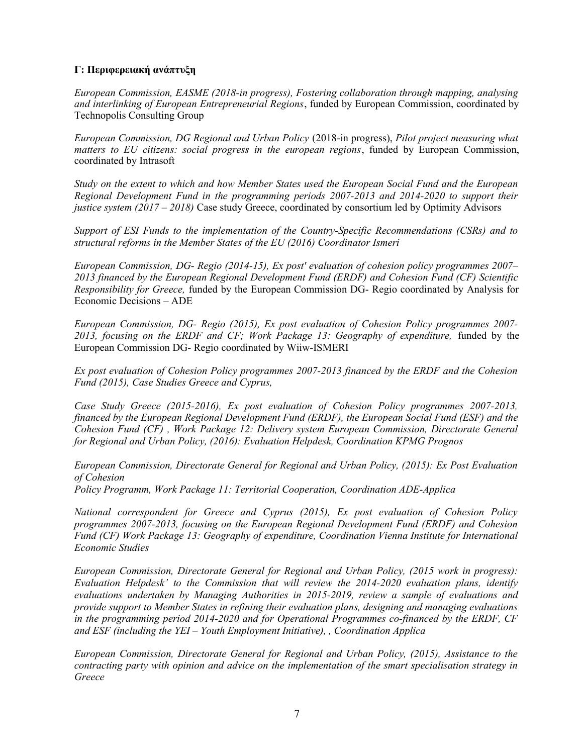**Γ: Περιφερειακή ανάπτυξη**

*European Commission, EASME (2018-in progress), Fostering collaboration through mapping, analysing and interlinking of European Entrepreneurial Regions*, funded by European Commission, coordinated by Technopolis Consulting Group

*European Commission, DG Regional and Urban Policy* (2018-in progress), *Pilot project measuring what matters to EU citizens: social progress in the european regions*, funded by European Commission, coordinated by Intrasoft

*Study on the extent to which and how Member States used the European Social Fund and the European Regional Development Fund in the programming periods 2007-2013 and 2014-2020 to support their justice system (2017 – 2018)* Case study Greece, coordinated by consortium led by Optimity Advisors

*Support of ESI Funds to the implementation of the Country-Specific Recommendations (CSRs) and to structural reforms in the Member States of the EU (2016) Coordinator Ismeri*

*European Commission, DG- Regio (2014-15), Ex post' evaluation of cohesion policy programmes 2007–2013 financed by the European Regional Development Fund (ERDF) and Cohesion Fund (CF) Scientific Responsibility for Greece,* funded by the European Commission DG- Regio coordinated by Analysis for Economic Decisions – ADE

*European Commission, DG- Regio (2015), Ex post evaluation of Cohesion Policy programmes 2007-2013, focusing on the ERDF and CF; Work Package 13: Geography of expenditure,* funded by the European Commission DG- Regio coordinated by Wiiw-ISMERI

*Ex post evaluation of Cohesion Policy programmes 2007-2013 financed by the ERDF and the Cohesion Fund (2015), Case Studies Greece and Cyprus,*

*Case Study Greece (2015-2016), Ex post evaluation of Cohesion Policy programmes 2007-2013, financed by the European Regional Development Fund (ERDF), the European Social Fund (ESF) and the Cohesion Fund (CF) , Work Package 12: Delivery system European Commission, Directorate General for Regional and Urban Policy, (2016): Evaluation Helpdesk, Coordination KPMG Prognos*

*European Commission, Directorate General for Regional and Urban Policy, (2015): Ex Post Evaluation of Cohesion Policy Programm, Work Package 11: Territorial Cooperation, Coordination ADE-Applica*

*National correspondent for Greece and Cyprus (2015), Ex post evaluation of Cohesion Policy programmes 2007-2013, focusing on the European Regional Development Fund (ERDF) and Cohesion Fund (CF) Work Package 13: Geography of expenditure, Coordination Vienna Institute for International Economic Studies*

*European Commission, Directorate General for Regional and Urban Policy, (2015 work in progress): Evaluation Helpdesk' to the Commission that will review the 2014-2020 evaluation plans, identify evaluations undertaken by Managing Authorities in 2015-2019, review a sample of evaluations and provide support to Member States in refining their evaluation plans, designing and managing evaluations in the programming period 2014-2020 and for Operational Programmes co-financed by the ERDF, CF and ESF (including the YEI – Youth Employment Initiative), , Coordination Applica*

*European Commission, Directorate General for Regional and Urban Policy, (2015), Assistance to the contracting party with opinion and advice on the implementation of the smart specialisation strategy in Greece*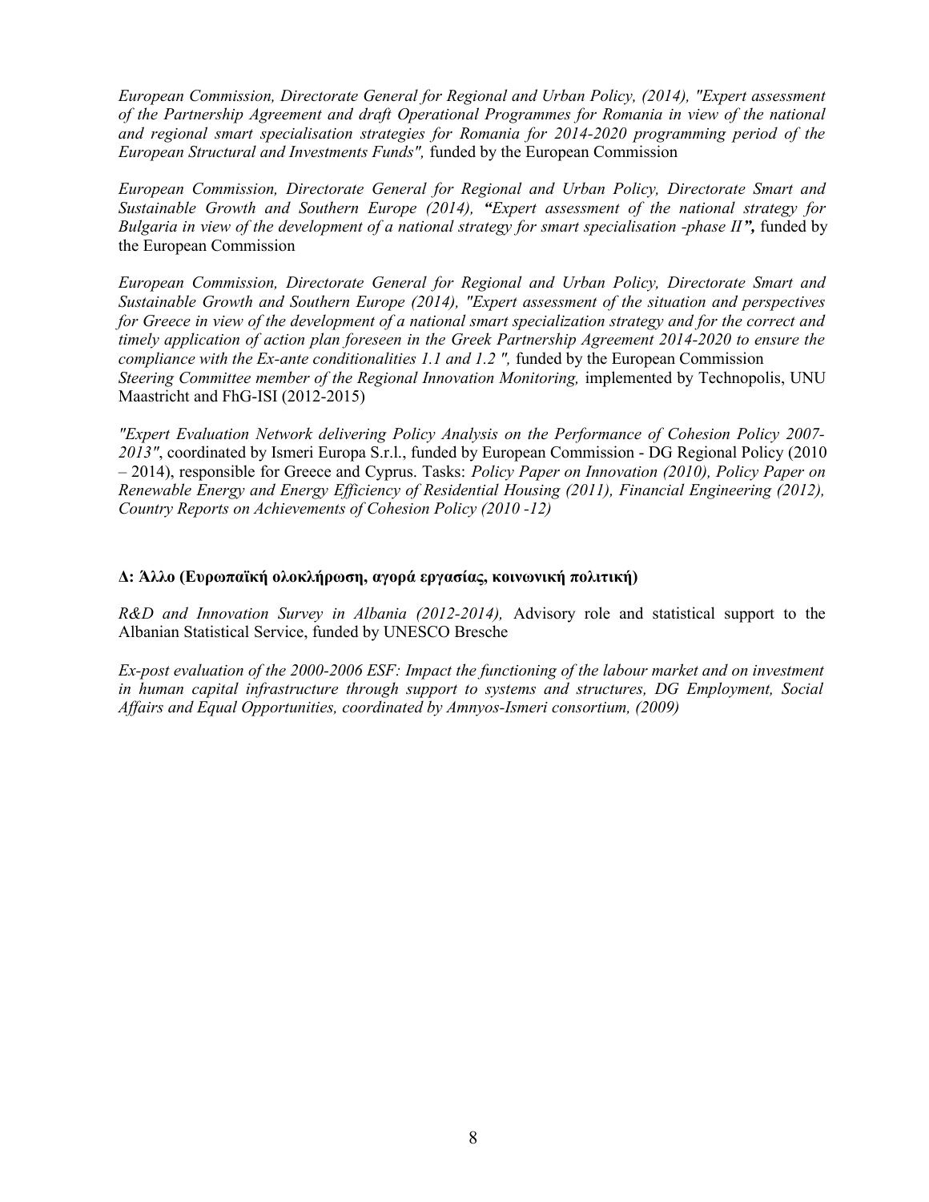*European Commission, Directorate General for Regional and Urban Policy, (2014), "Expert assessment of the Partnership Agreement and draft Operational Programmes for Romania in view of the national and regional smart specialisation strategies for Romania for 2014-2020 programming period of the European Structural and Investments Funds",* funded by the European Commission

*European Commission, Directorate General for Regional and Urban Policy, Directorate Smart and Sustainable Growth and Southern Europe (2014), **"**Expert assessment of the national strategy for Bulgaria in view of the development of a national strategy for smart specialisation -phase II**",*** funded by the European Commission

*European Commission, Directorate General for Regional and Urban Policy, Directorate Smart and Sustainable Growth and Southern Europe (2014), "Expert assessment of the situation and perspectives for Greece in view of the development of a national smart specialization strategy and for the correct and timely application of action plan foreseen in the Greek Partnership Agreement 2014-2020 to ensure the compliance with the Ex-ante conditionalities 1.1 and 1.2 ",* funded by the European Commission
*Steering Committee member of the Regional Innovation Monitoring,* implemented by Technopolis, UNU Maastricht and FhG-ISI (2012-2015)

*"Expert Evaluation Network delivering Policy Analysis on the Performance of Cohesion Policy 2007-2013"*, coordinated by Ismeri Europa S.r.l., funded by European Commission - DG Regional Policy (2010 – 2014), responsible for Greece and Cyprus. Tasks: *Policy Paper on Innovation (2010), Policy Paper on Renewable Energy and Energy Efficiency of Residential Housing (2011), Financial Engineering (2012), Country Reports on Achievements of Cohesion Policy (2010 -12)*

**Δ: Άλλο (Ευρωπαϊκή ολοκλήρωση, αγορά εργασίας, κοινωνική πολιτική)**

*R&D and Innovation Survey in Albania (2012-2014),* Advisory role and statistical support to the Albanian Statistical Service, funded by UNESCO Bresche

*Ex-post evaluation of the 2000-2006 ESF: Impact the functioning of the labour market and on investment in human capital infrastructure through support to systems and structures, DG Employment, Social Affairs and Equal Opportunities, coordinated by Amnyos-Ismeri consortium, (2009)*